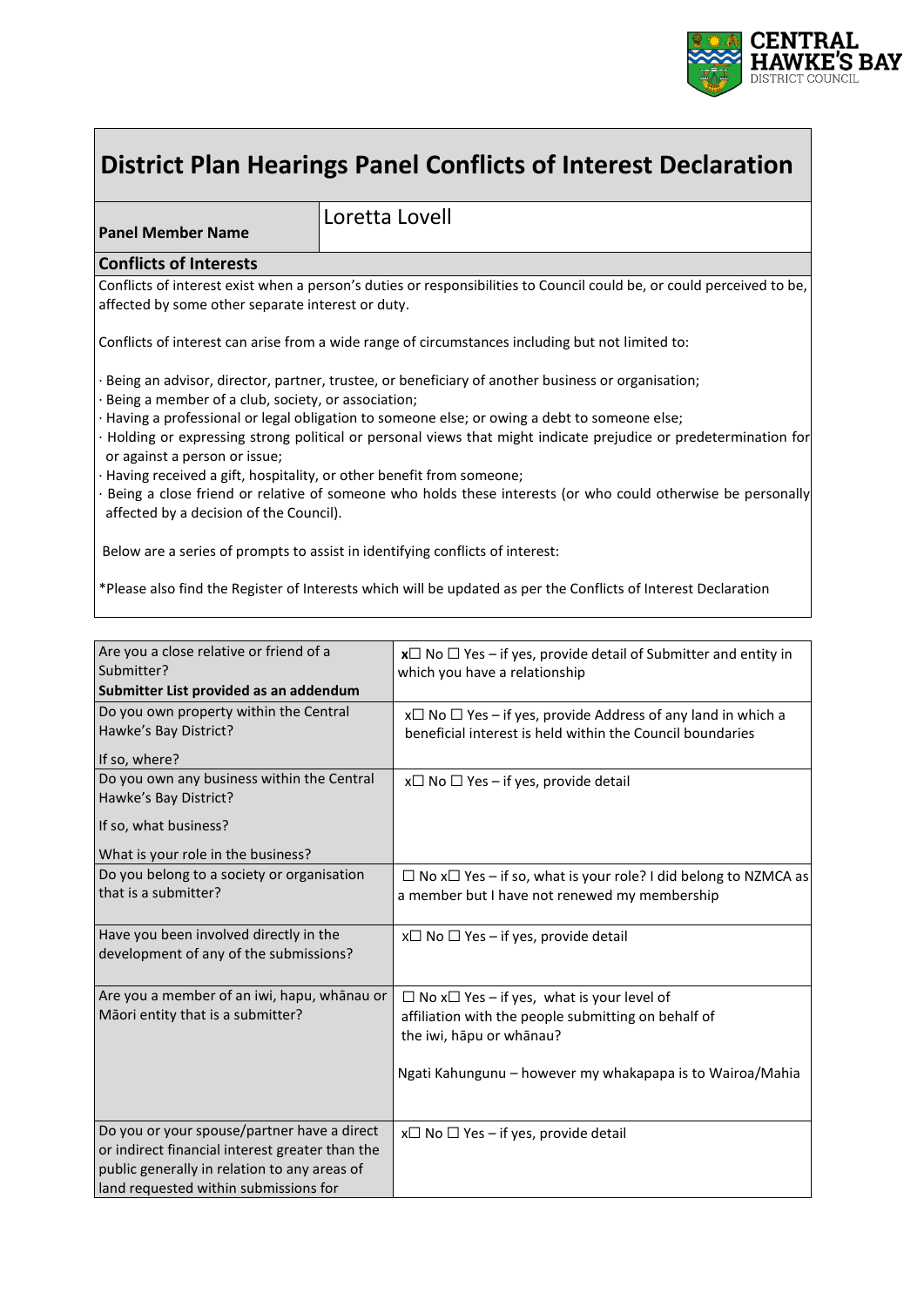CENTRAL HAWKE'S BAY DISTRICT COUNCIL

# District Plan Hearings Panel Conflicts of Interest Declaration

| **Panel Member Name** | Loretta Lovell |
|---|---|

## Conflicts of Interests

Conflicts of interest exist when a person's duties or responsibilities to Council could be, or could perceived to be, affected by some other separate interest or duty.

Conflicts of interest can arise from a wide range of circumstances including but not limited to:

- Being an advisor, director, partner, trustee, or beneficiary of another business or organisation;
- Being a member of a club, society, or association;
- Having a professional or legal obligation to someone else; or owing a debt to someone else;
- Holding or expressing strong political or personal views that might indicate prejudice or predetermination for or against a person or issue;
- Having received a gift, hospitality, or other benefit from someone;
- Being a close friend or relative of someone who holds these interests (or who could otherwise be personally affected by a decision of the Council).

Below are a series of prompts to assist in identifying conflicts of interest:

*Please also find the Register of Interests which will be updated as per the Conflicts of Interest Declaration

| | |
|---|---|
| Are you a close relative or friend of a Submitter?<br>**Submitter List provided as an addendum** | **x**☐ No ☐ Yes – if yes, provide detail of Submitter and entity in which you have a relationship |
| Do you own property within the Central Hawke's Bay District?<br><br>If so, where? | x☐ No ☐ Yes – if yes, provide Address of any land in which a beneficial interest is held within the Council boundaries |
| Do you own any business within the Central Hawke's Bay District?<br><br>If so, what business?<br><br>What is your role in the business? | x☐ No ☐ Yes – if yes, provide detail |
| Do you belong to a society or organisation that is a submitter? | ☐ No x☐ Yes – if so, what is your role? I did belong to NZMCA as a member but I have not renewed my membership |
| Have you been involved directly in the development of any of the submissions? | x☐ No ☐ Yes – if yes, provide detail |
| Are you a member of an iwi, hapu, whānau or Māori entity that is a submitter? | ☐ No x☐ Yes – if yes, what is your level of affiliation with the people submitting on behalf of the iwi, hāpu or whānau?<br><br>Ngati Kahungunu – however my whakapapa is to Wairoa/Mahia |
| Do you or your spouse/partner have a direct or indirect financial interest greater than the public generally in relation to any areas of land requested within submissions for | x☐ No ☐ Yes – if yes, provide detail |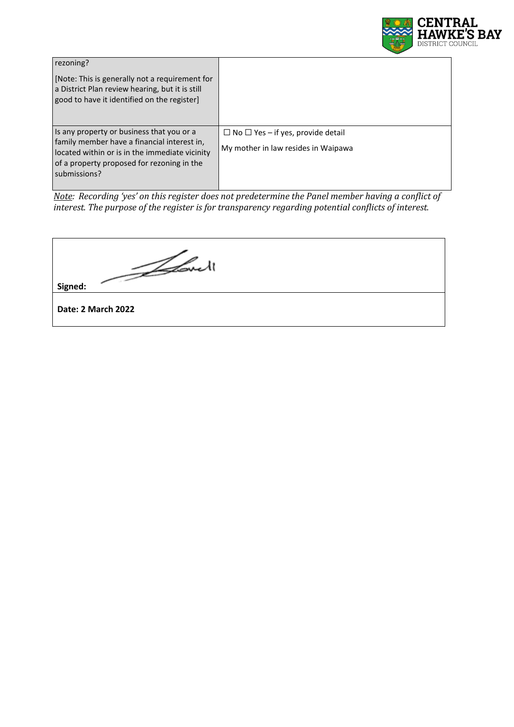| rezoning?<br><br>[Note: This is generally not a requirement for a District Plan review hearing, but it is still good to have it identified on the register] | |
|---|---|
| Is any property or business that you or a family member have a financial interest in, located within or is in the immediate vicinity of a property proposed for rezoning in the submissions? | ☐ No ☐ Yes – if yes, provide detail<br><br>My mother in law resides in Waipawa |

*Note: Recording 'yes' on this register does not predetermine the Panel member having a conflict of interest. The purpose of the register is for transparency regarding potential conflicts of interest.*

| **Signed:** |
|---|
| **Date: 2 March 2022** |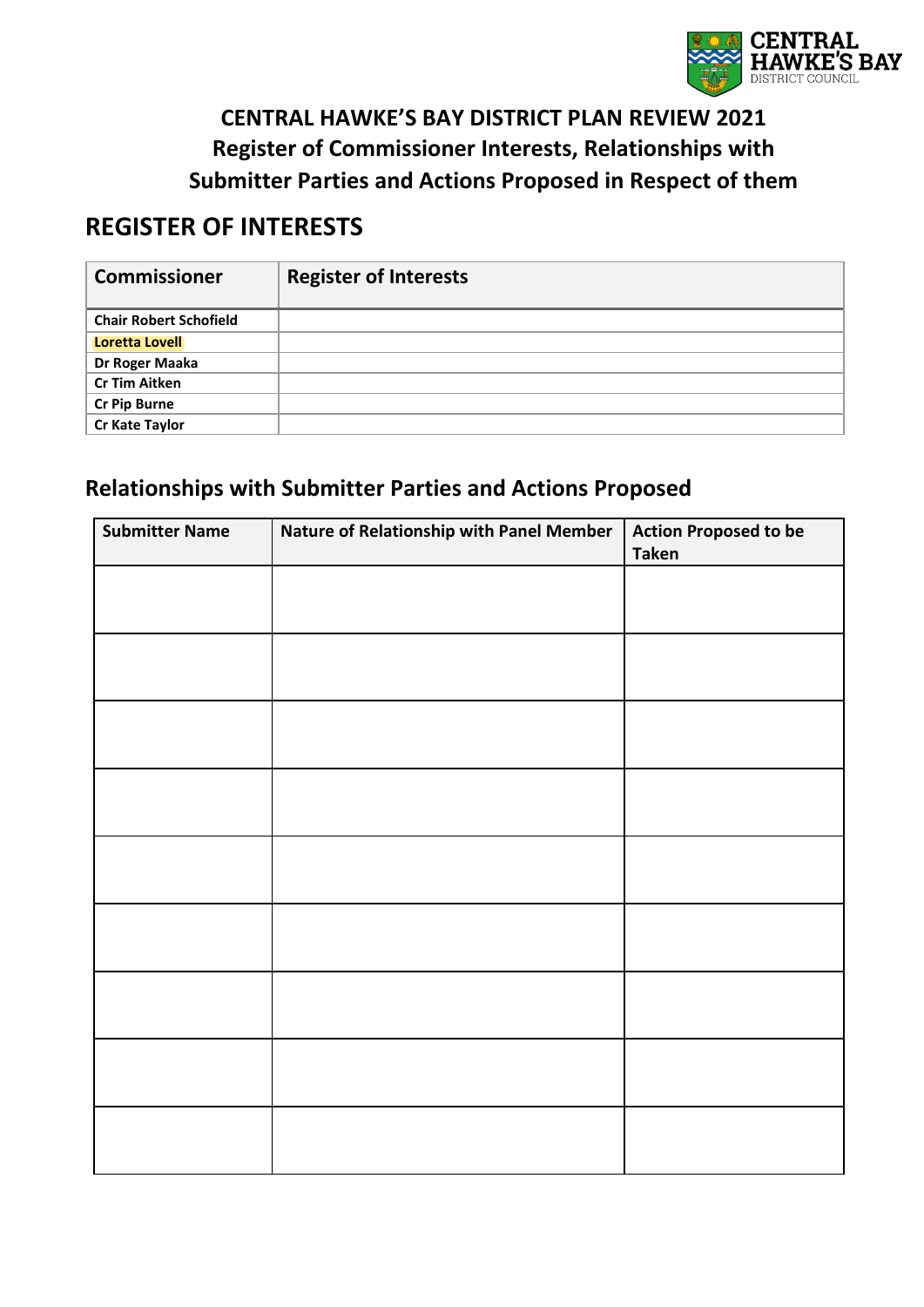CENTRAL HAWKE'S BAY DISTRICT COUNCIL

# CENTRAL HAWKE'S BAY DISTRICT PLAN REVIEW 2021
# Register of Commissioner Interests, Relationships with Submitter Parties and Actions Proposed in Respect of them

## REGISTER OF INTERESTS

| Commissioner | Register of Interests |
|---|---|
| **Chair Robert Schofield** | |
| **Loretta Lovell** | |
| **Dr Roger Maaka** | |
| **Cr Tim Aitken** | |
| **Cr Pip Burne** | |
| **Cr Kate Taylor** | |

## Relationships with Submitter Parties and Actions Proposed

| Submitter Name | Nature of Relationship with Panel Member | Action Proposed to be Taken |
|---|---|---|
| | | |
| | | |
| | | |
| | | |
| | | |
| | | |
| | | |
| | | |
| | | |